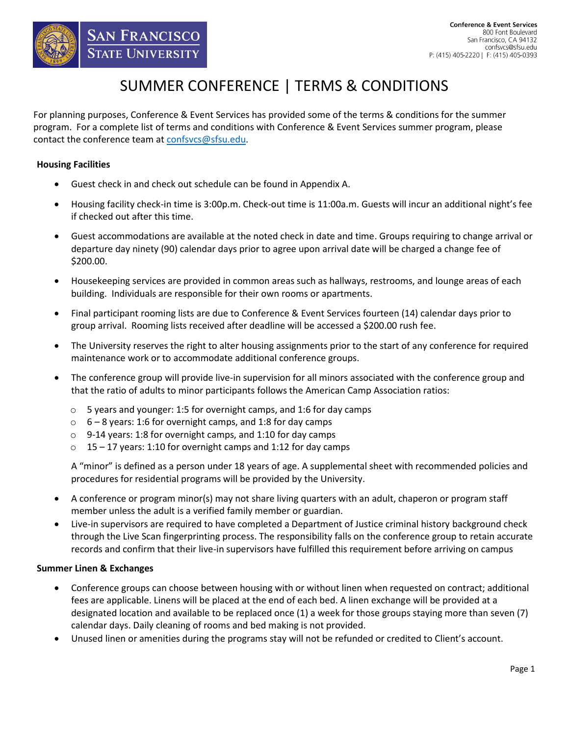Conference & Event Services
800 Font Boulevard
San Francisco, CA 94132
confsvcs@sfsu.edu
P: (415) 405-2220 | F: (415) 405-0393

# SUMMER CONFERENCE | TERMS & CONDITIONS

For planning purposes, Conference & Event Services has provided some of the terms & conditions for the summer program. For a complete list of terms and conditions with Conference & Event Services summer program, please contact the conference team at confsvcs@sfsu.edu.

**Housing Facilities**

- Guest check in and check out schedule can be found in Appendix A.
- Housing facility check-in time is 3:00p.m. Check-out time is 11:00a.m. Guests will incur an additional night's fee if checked out after this time.
- Guest accommodations are available at the noted check in date and time. Groups requiring to change arrival or departure day ninety (90) calendar days prior to agree upon arrival date will be charged a change fee of $200.00.
- Housekeeping services are provided in common areas such as hallways, restrooms, and lounge areas of each building. Individuals are responsible for their own rooms or apartments.
- Final participant rooming lists are due to Conference & Event Services fourteen (14) calendar days prior to group arrival. Rooming lists received after deadline will be accessed a $200.00 rush fee.
- The University reserves the right to alter housing assignments prior to the start of any conference for required maintenance work or to accommodate additional conference groups.
- The conference group will provide live-in supervision for all minors associated with the conference group and that the ratio of adults to minor participants follows the American Camp Association ratios:
    - 5 years and younger: 1:5 for overnight camps, and 1:6 for day camps
    - 6 – 8 years: 1:6 for overnight camps, and 1:8 for day camps
    - 9-14 years: 1:8 for overnight camps, and 1:10 for day camps
    - 15 – 17 years: 1:10 for overnight camps and 1:12 for day camps

  A "minor" is defined as a person under 18 years of age. A supplemental sheet with recommended policies and procedures for residential programs will be provided by the University.
- A conference or program minor(s) may not share living quarters with an adult, chaperon or program staff member unless the adult is a verified family member or guardian.
- Live-in supervisors are required to have completed a Department of Justice criminal history background check through the Live Scan fingerprinting process. The responsibility falls on the conference group to retain accurate records and confirm that their live-in supervisors have fulfilled this requirement before arriving on campus

**Summer Linen & Exchanges**

- Conference groups can choose between housing with or without linen when requested on contract; additional fees are applicable. Linens will be placed at the end of each bed. A linen exchange will be provided at a designated location and available to be replaced once (1) a week for those groups staying more than seven (7) calendar days. Daily cleaning of rooms and bed making is not provided.
- Unused linen or amenities during the programs stay will not be refunded or credited to Client's account.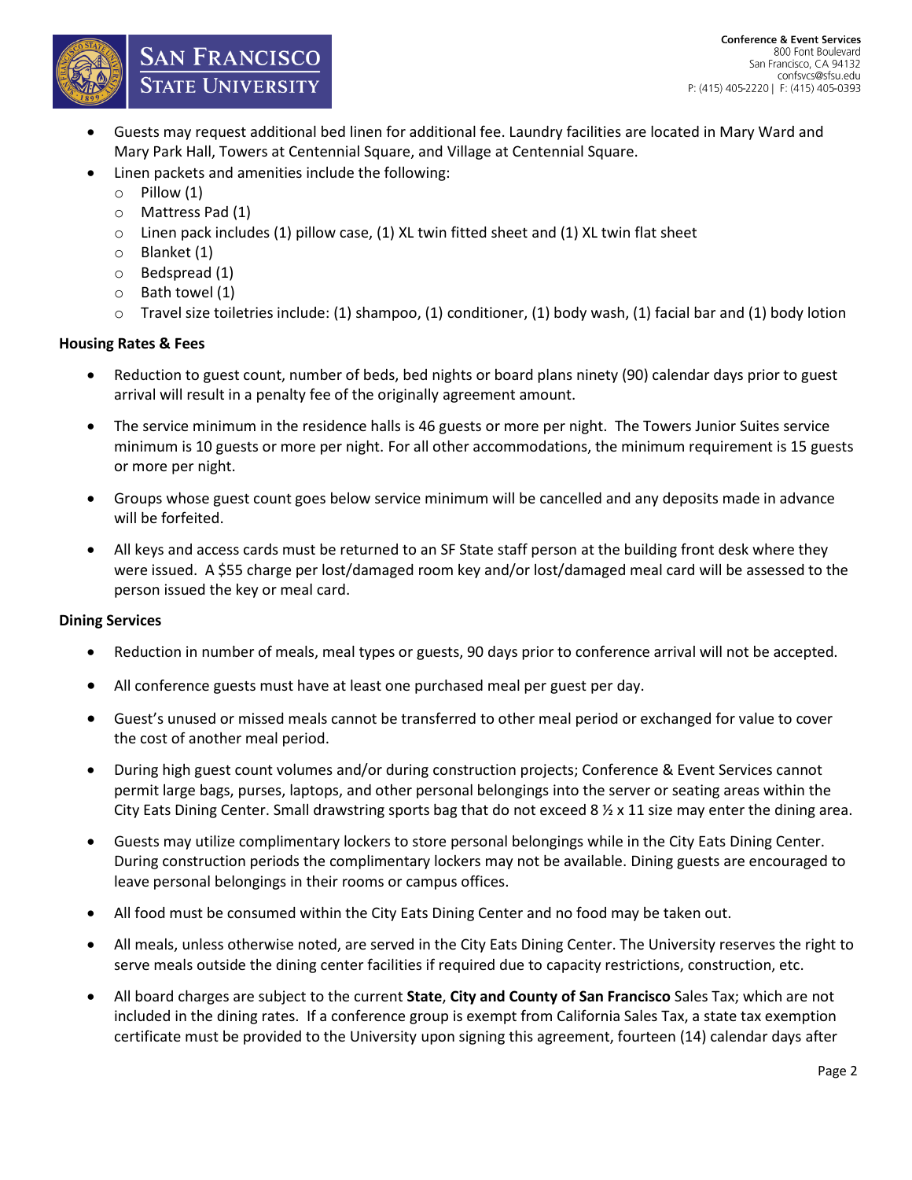- Guests may request additional bed linen for additional fee. Laundry facilities are located in Mary Ward and Mary Park Hall, Towers at Centennial Square, and Village at Centennial Square.
- Linen packets and amenities include the following:
  - Pillow (1)
  - Mattress Pad (1)
  - Linen pack includes (1) pillow case, (1) XL twin fitted sheet and (1) XL twin flat sheet
  - Blanket (1)
  - Bedspread (1)
  - Bath towel (1)
  - Travel size toiletries include: (1) shampoo, (1) conditioner, (1) body wash, (1) facial bar and (1) body lotion

**Housing Rates & Fees**

- Reduction to guest count, number of beds, bed nights or board plans ninety (90) calendar days prior to guest arrival will result in a penalty fee of the originally agreement amount.
- The service minimum in the residence halls is 46 guests or more per night. The Towers Junior Suites service minimum is 10 guests or more per night. For all other accommodations, the minimum requirement is 15 guests or more per night.
- Groups whose guest count goes below service minimum will be cancelled and any deposits made in advance will be forfeited.
- All keys and access cards must be returned to an SF State staff person at the building front desk where they were issued. A $55 charge per lost/damaged room key and/or lost/damaged meal card will be assessed to the person issued the key or meal card.

**Dining Services**

- Reduction in number of meals, meal types or guests, 90 days prior to conference arrival will not be accepted.
- All conference guests must have at least one purchased meal per guest per day.
- Guest's unused or missed meals cannot be transferred to other meal period or exchanged for value to cover the cost of another meal period.
- During high guest count volumes and/or during construction projects; Conference & Event Services cannot permit large bags, purses, laptops, and other personal belongings into the server or seating areas within the City Eats Dining Center. Small drawstring sports bag that do not exceed 8 ½ x 11 size may enter the dining area.
- Guests may utilize complimentary lockers to store personal belongings while in the City Eats Dining Center. During construction periods the complimentary lockers may not be available. Dining guests are encouraged to leave personal belongings in their rooms or campus offices.
- All food must be consumed within the City Eats Dining Center and no food may be taken out.
- All meals, unless otherwise noted, are served in the City Eats Dining Center. The University reserves the right to serve meals outside the dining center facilities if required due to capacity restrictions, construction, etc.
- All board charges are subject to the current **State**, **City and County of San Francisco** Sales Tax; which are not included in the dining rates. If a conference group is exempt from California Sales Tax, a state tax exemption certificate must be provided to the University upon signing this agreement, fourteen (14) calendar days after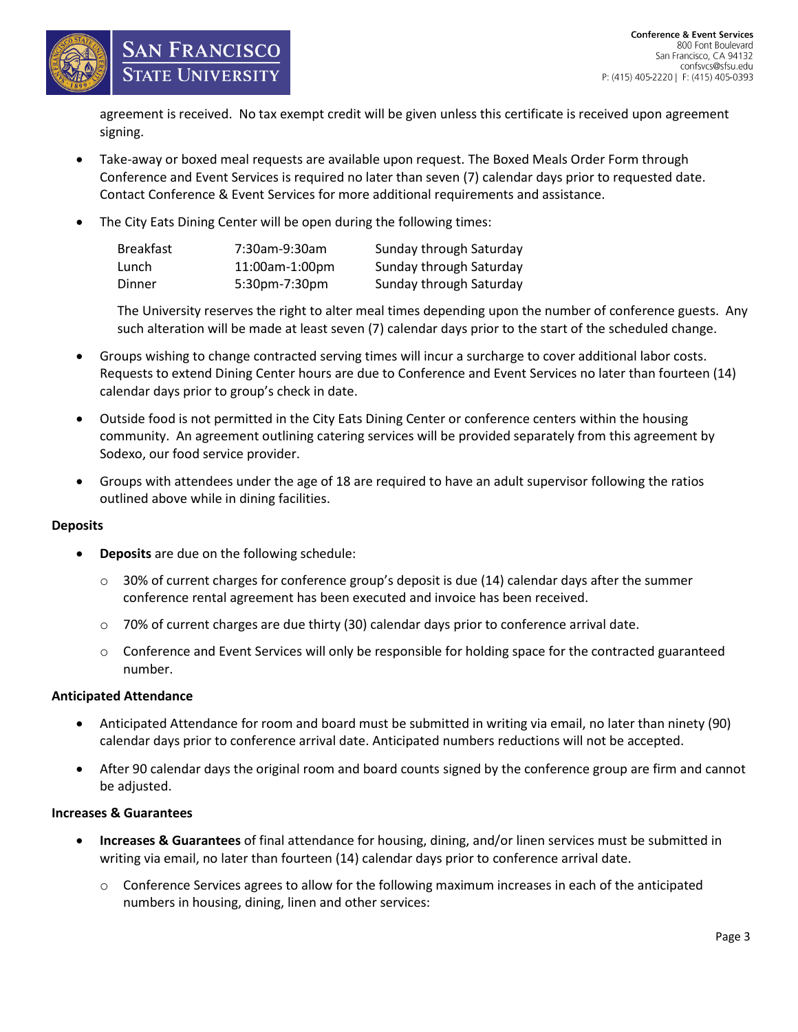agreement is received. No tax exempt credit will be given unless this certificate is received upon agreement signing.

- Take-away or boxed meal requests are available upon request. The Boxed Meals Order Form through Conference and Event Services is required no later than seven (7) calendar days prior to requested date. Contact Conference & Event Services for more additional requirements and assistance.
- The City Eats Dining Center will be open during the following times:

| | | |
|---|---|---|
| Breakfast | 7:30am-9:30am | Sunday through Saturday |
| Lunch | 11:00am-1:00pm | Sunday through Saturday |
| Dinner | 5:30pm-7:30pm | Sunday through Saturday |

  The University reserves the right to alter meal times depending upon the number of conference guests. Any such alteration will be made at least seven (7) calendar days prior to the start of the scheduled change.

- Groups wishing to change contracted serving times will incur a surcharge to cover additional labor costs. Requests to extend Dining Center hours are due to Conference and Event Services no later than fourteen (14) calendar days prior to group's check in date.
- Outside food is not permitted in the City Eats Dining Center or conference centers within the housing community. An agreement outlining catering services will be provided separately from this agreement by Sodexo, our food service provider.
- Groups with attendees under the age of 18 are required to have an adult supervisor following the ratios outlined above while in dining facilities.

**Deposits**

- **Deposits** are due on the following schedule:
  - 30% of current charges for conference group's deposit is due (14) calendar days after the summer conference rental agreement has been executed and invoice has been received.
  - 70% of current charges are due thirty (30) calendar days prior to conference arrival date.
  - Conference and Event Services will only be responsible for holding space for the contracted guaranteed number.

**Anticipated Attendance**

- Anticipated Attendance for room and board must be submitted in writing via email, no later than ninety (90) calendar days prior to conference arrival date. Anticipated numbers reductions will not be accepted.
- After 90 calendar days the original room and board counts signed by the conference group are firm and cannot be adjusted.

**Increases & Guarantees**

- **Increases & Guarantees** of final attendance for housing, dining, and/or linen services must be submitted in writing via email, no later than fourteen (14) calendar days prior to conference arrival date.
  - Conference Services agrees to allow for the following maximum increases in each of the anticipated numbers in housing, dining, linen and other services: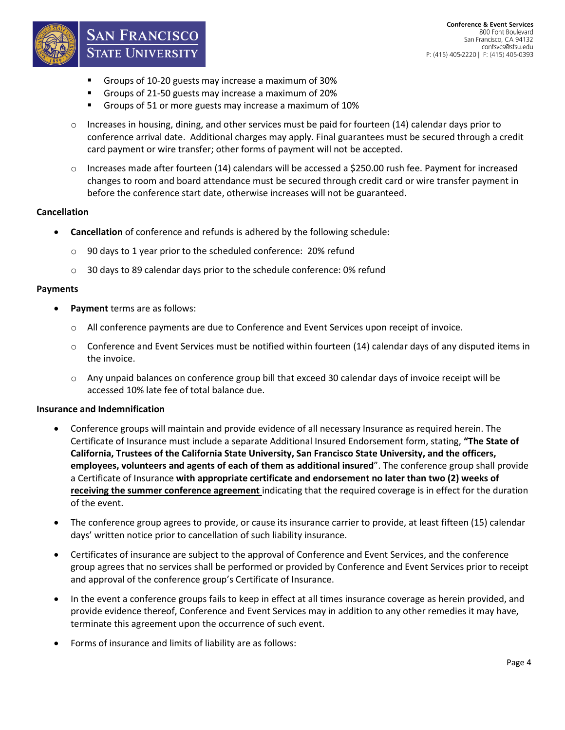- Groups of 10-20 guests may increase a maximum of 30%
    - Groups of 21-50 guests may increase a maximum of 20%
    - Groups of 51 or more guests may increase a maximum of 10%

  - Increases in housing, dining, and other services must be paid for fourteen (14) calendar days prior to conference arrival date. Additional charges may apply. Final guarantees must be secured through a credit card payment or wire transfer; other forms of payment will not be accepted.

  - Increases made after fourteen (14) calendars will be accessed a $250.00 rush fee. Payment for increased changes to room and board attendance must be secured through credit card or wire transfer payment in before the conference start date, otherwise increases will not be guaranteed.

**Cancellation**

- **Cancellation** of conference and refunds is adhered by the following schedule:
  - 90 days to 1 year prior to the scheduled conference: 20% refund
  - 30 days to 89 calendar days prior to the schedule conference: 0% refund

**Payments**

- **Payment** terms are as follows:
  - All conference payments are due to Conference and Event Services upon receipt of invoice.
  - Conference and Event Services must be notified within fourteen (14) calendar days of any disputed items in the invoice.
  - Any unpaid balances on conference group bill that exceed 30 calendar days of invoice receipt will be accessed 10% late fee of total balance due.

**Insurance and Indemnification**

- Conference groups will maintain and provide evidence of all necessary Insurance as required herein. The Certificate of Insurance must include a separate Additional Insured Endorsement form, stating, **"The State of California, Trustees of the California State University, San Francisco State University, and the officers, employees, volunteers and agents of each of them as additional insured"**. The conference group shall provide a Certificate of Insurance **with appropriate certificate and endorsement no later than two (2) weeks of receiving the summer conference agreement** indicating that the required coverage is in effect for the duration of the event.

- The conference group agrees to provide, or cause its insurance carrier to provide, at least fifteen (15) calendar days' written notice prior to cancellation of such liability insurance.

- Certificates of insurance are subject to the approval of Conference and Event Services, and the conference group agrees that no services shall be performed or provided by Conference and Event Services prior to receipt and approval of the conference group's Certificate of Insurance.

- In the event a conference groups fails to keep in effect at all times insurance coverage as herein provided, and provide evidence thereof, Conference and Event Services may in addition to any other remedies it may have, terminate this agreement upon the occurrence of such event.

- Forms of insurance and limits of liability are as follows: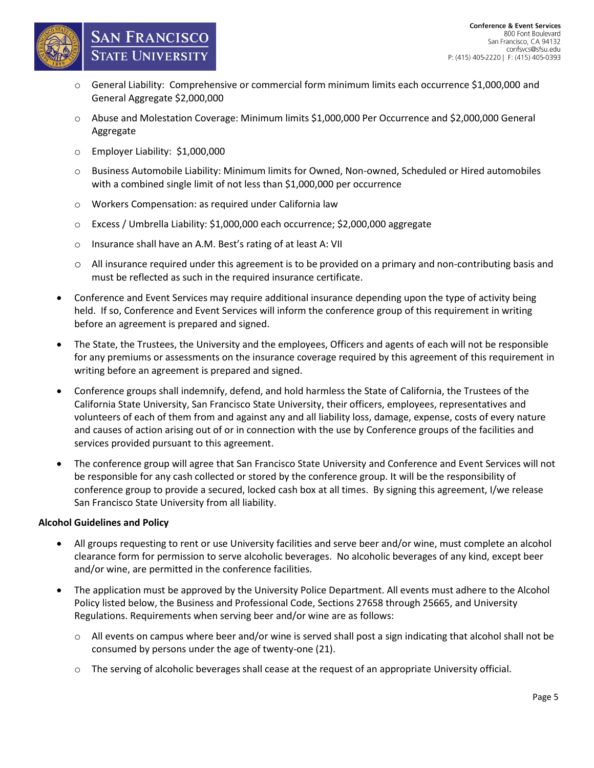- General Liability: Comprehensive or commercial form minimum limits each occurrence $1,000,000 and General Aggregate $2,000,000
  - Abuse and Molestation Coverage: Minimum limits $1,000,000 Per Occurrence and $2,000,000 General Aggregate
  - Employer Liability: $1,000,000
  - Business Automobile Liability: Minimum limits for Owned, Non-owned, Scheduled or Hired automobiles with a combined single limit of not less than $1,000,000 per occurrence
  - Workers Compensation: as required under California law
  - Excess / Umbrella Liability: $1,000,000 each occurrence; $2,000,000 aggregate
  - Insurance shall have an A.M. Best's rating of at least A: VII
  - All insurance required under this agreement is to be provided on a primary and non-contributing basis and must be reflected as such in the required insurance certificate.

- Conference and Event Services may require additional insurance depending upon the type of activity being held. If so, Conference and Event Services will inform the conference group of this requirement in writing before an agreement is prepared and signed.
- The State, the Trustees, the University and the employees, Officers and agents of each will not be responsible for any premiums or assessments on the insurance coverage required by this agreement of this requirement in writing before an agreement is prepared and signed.
- Conference groups shall indemnify, defend, and hold harmless the State of California, the Trustees of the California State University, San Francisco State University, their officers, employees, representatives and volunteers of each of them from and against any and all liability loss, damage, expense, costs of every nature and causes of action arising out of or in connection with the use by Conference groups of the facilities and services provided pursuant to this agreement.
- The conference group will agree that San Francisco State University and Conference and Event Services will not be responsible for any cash collected or stored by the conference group. It will be the responsibility of conference group to provide a secured, locked cash box at all times. By signing this agreement, I/we release San Francisco State University from all liability.

**Alcohol Guidelines and Policy**

- All groups requesting to rent or use University facilities and serve beer and/or wine, must complete an alcohol clearance form for permission to serve alcoholic beverages. No alcoholic beverages of any kind, except beer and/or wine, are permitted in the conference facilities.
- The application must be approved by the University Police Department. All events must adhere to the Alcohol Policy listed below, the Business and Professional Code, Sections 27658 through 25665, and University Regulations. Requirements when serving beer and/or wine are as follows:
  - All events on campus where beer and/or wine is served shall post a sign indicating that alcohol shall not be consumed by persons under the age of twenty-one (21).
  - The serving of alcoholic beverages shall cease at the request of an appropriate University official.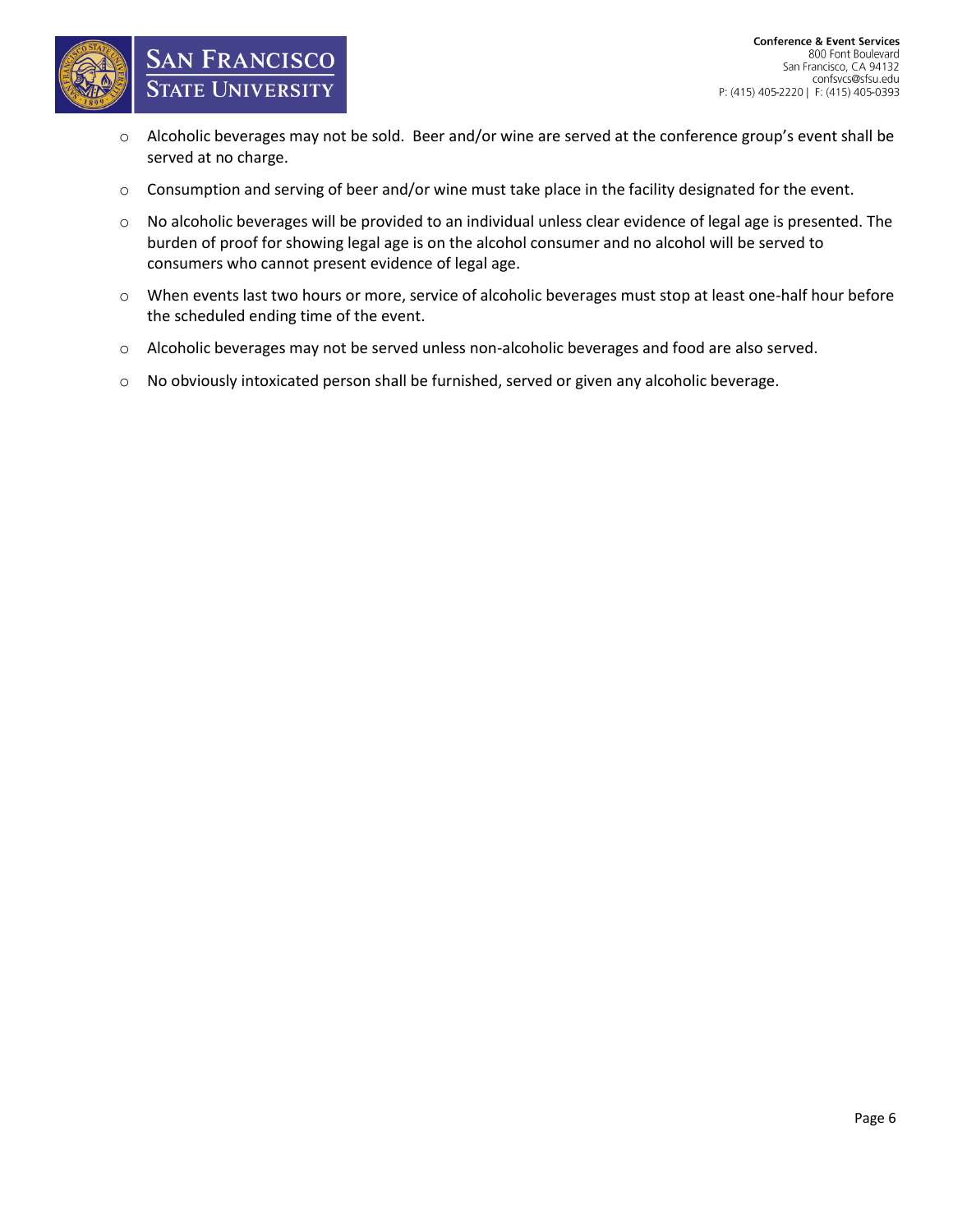- Alcoholic beverages may not be sold. Beer and/or wine are served at the conference group's event shall be served at no charge.
- Consumption and serving of beer and/or wine must take place in the facility designated for the event.
- No alcoholic beverages will be provided to an individual unless clear evidence of legal age is presented. The burden of proof for showing legal age is on the alcohol consumer and no alcohol will be served to consumers who cannot present evidence of legal age.
- When events last two hours or more, service of alcoholic beverages must stop at least one-half hour before the scheduled ending time of the event.
- Alcoholic beverages may not be served unless non-alcoholic beverages and food are also served.
- No obviously intoxicated person shall be furnished, served or given any alcoholic beverage.